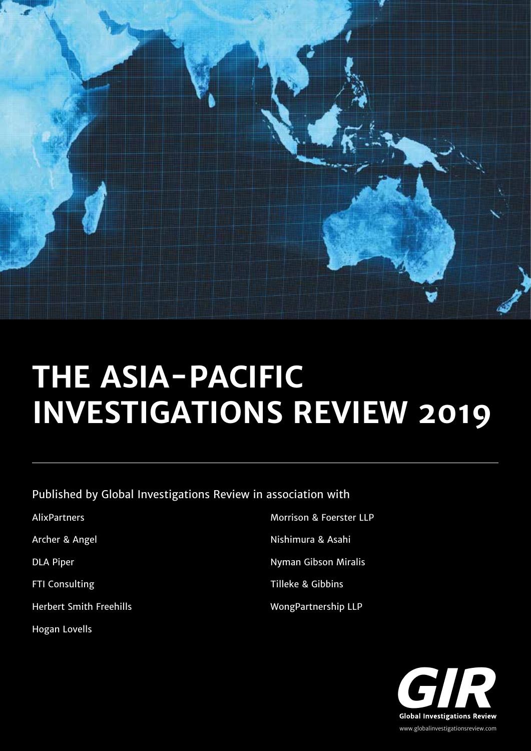# THE ASIA-PACIFIC INVESTIGATIONS REVIEW 2019

Published by Global Investigations Review in association with

AlixPartners

Archer & Angel

DLA Piper

FTI Consulting

Herbert Smith Freehills

Hogan Lovells

Morrison & Foerster LLP

Nishimura & Asahi

Nyman Gibson Miralis

Tilleke & Gibbins

WongPartnership LLP

GIR

Global Investigations Review

www.globalinvestigationsreview.com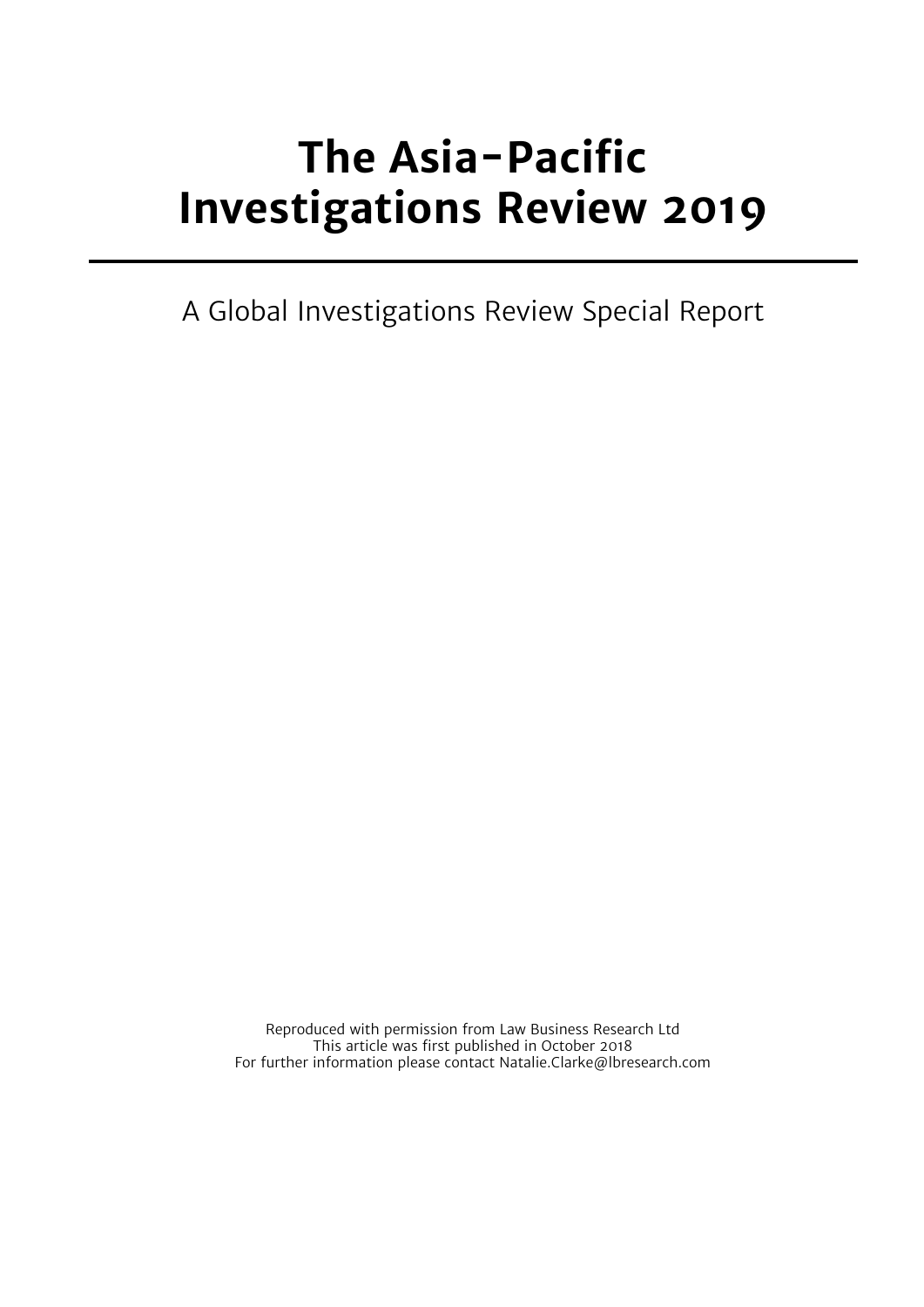# The Asia-Pacific Investigations Review 2019

A Global Investigations Review Special Report

Reproduced with permission from Law Business Research Ltd
This article was first published in October 2018
For further information please contact Natalie.Clarke@lbresearch.com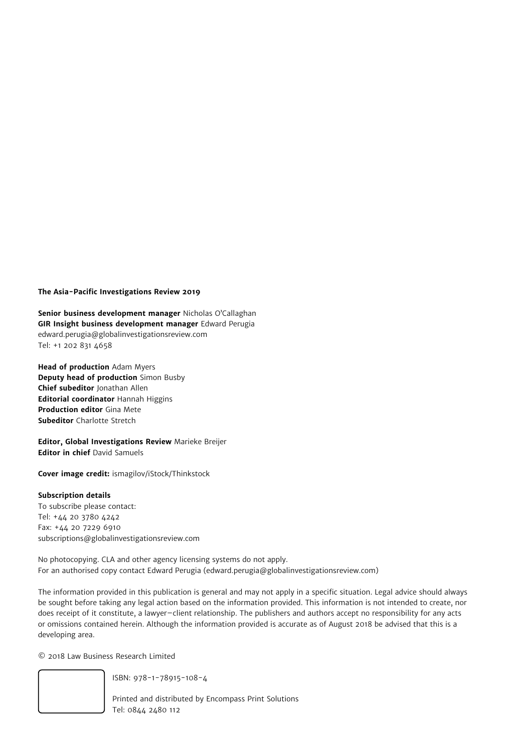**The Asia-Pacific Investigations Review 2019**

**Senior business development manager** Nicholas O'Callaghan
**GIR Insight business development manager** Edward Perugia
edward.perugia@globalinvestigationsreview.com
Tel: +1 202 831 4658

**Head of production** Adam Myers
**Deputy head of production** Simon Busby
**Chief subeditor** Jonathan Allen
**Editorial coordinator** Hannah Higgins
**Production editor** Gina Mete
**Subeditor** Charlotte Stretch

**Editor, Global Investigations Review** Marieke Breijer
**Editor in chief** David Samuels

**Cover image credit:** ismagilov/iStock/Thinkstock

**Subscription details**
To subscribe please contact:
Tel: +44 20 3780 4242
Fax: +44 20 7229 6910
subscriptions@globalinvestigationsreview.com

No photocopying. CLA and other agency licensing systems do not apply.
For an authorised copy contact Edward Perugia (edward.perugia@globalinvestigationsreview.com)

The information provided in this publication is general and may not apply in a specific situation. Legal advice should always be sought before taking any legal action based on the information provided. This information is not intended to create, nor does receipt of it constitute, a lawyer–client relationship. The publishers and authors accept no responsibility for any acts or omissions contained herein. Although the information provided is accurate as of August 2018 be advised that this is a developing area.

© 2018 Law Business Research Limited

ISBN: 978-1-78915-108-4

Printed and distributed by Encompass Print Solutions
Tel: 0844 2480 112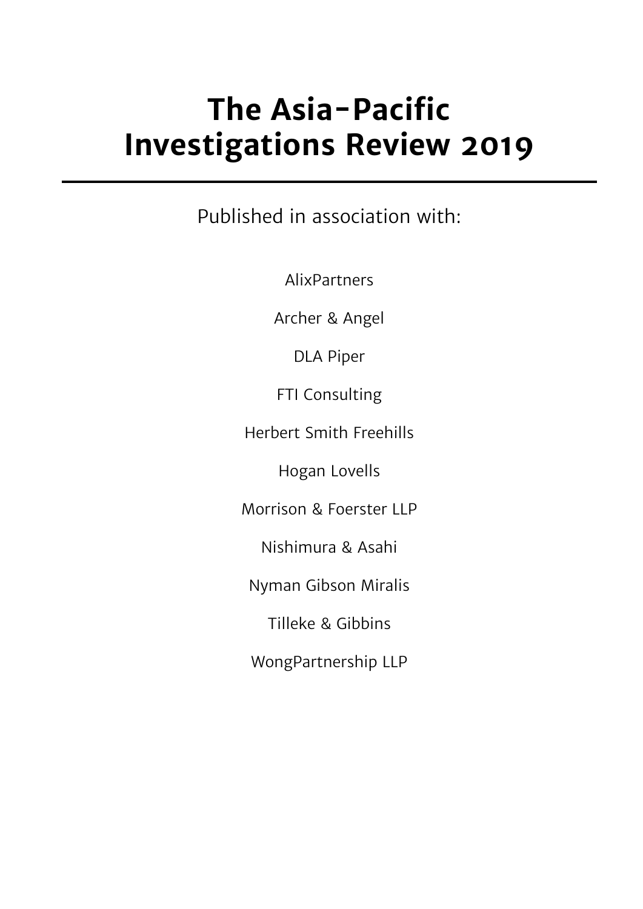# The Asia-Pacific Investigations Review 2019

Published in association with:

AlixPartners

Archer & Angel

DLA Piper

FTI Consulting

Herbert Smith Freehills

Hogan Lovells

Morrison & Foerster LLP

Nishimura & Asahi

Nyman Gibson Miralis

Tilleke & Gibbins

WongPartnership LLP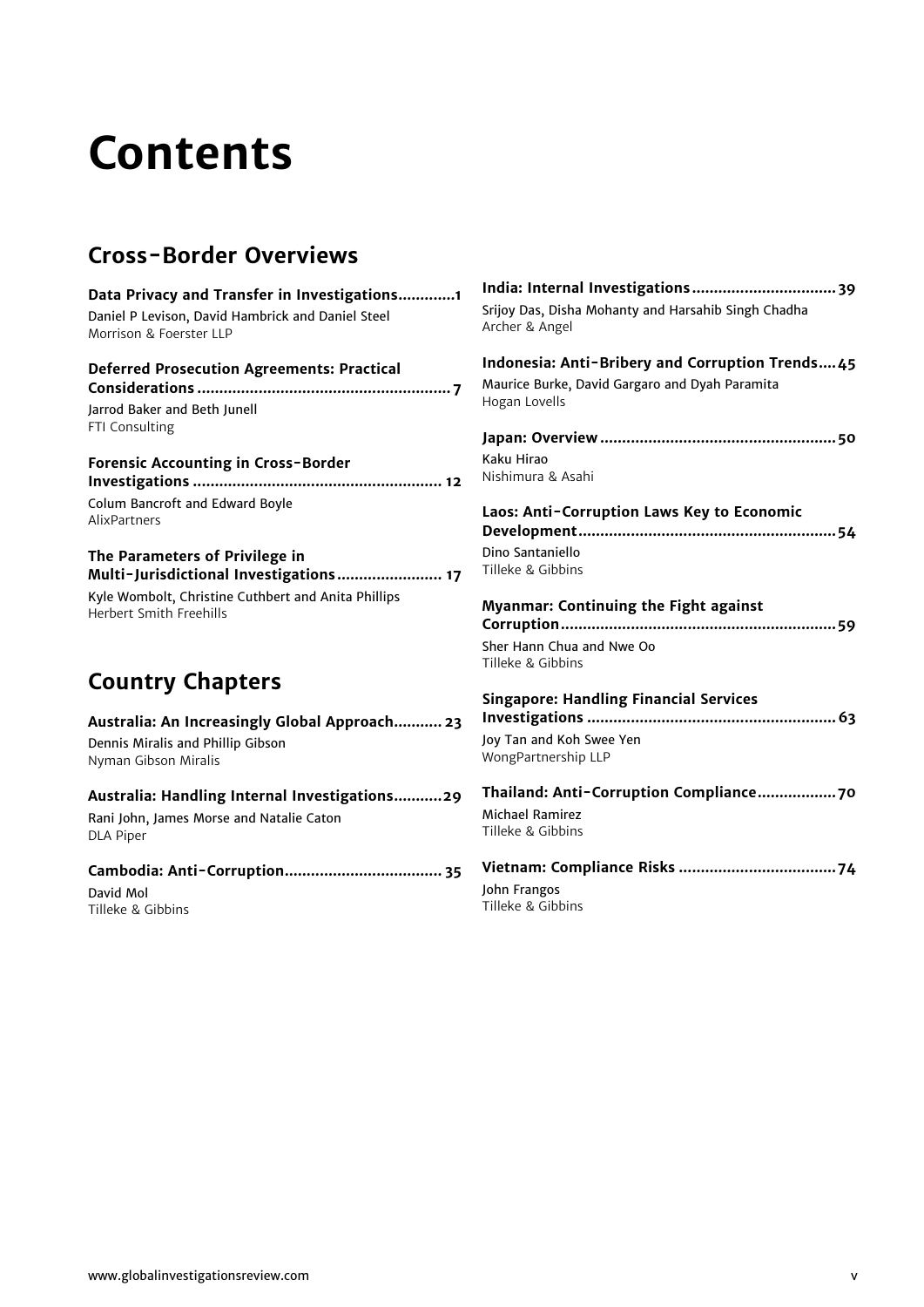# Contents

## Cross-Border Overviews

**Data Privacy and Transfer in Investigations............1**
Daniel P Levison, David Hambrick and Daniel Steel
Morrison & Foerster LLP

**Deferred Prosecution Agreements: Practical Considerations.........................................................7**
Jarrod Baker and Beth Junell
FTI Consulting

**Forensic Accounting in Cross-Border Investigations......................................................... 12**
Colum Bancroft and Edward Boyle
AlixPartners

**The Parameters of Privilege in Multi-Jurisdictional Investigations........................ 17**
Kyle Wombolt, Christine Cuthbert and Anita Phillips
Herbert Smith Freehills

## Country Chapters

**Australia: An Increasingly Global Approach........... 23**
Dennis Miralis and Phillip Gibson
Nyman Gibson Miralis

**Australia: Handling Internal Investigations...........29**
Rani John, James Morse and Natalie Caton
DLA Piper

**Cambodia: Anti-Corruption................................... 35**
David Mol
Tilleke & Gibbins

**India: Internal Investigations................................39**
Srijoy Das, Disha Mohanty and Harsahib Singh Chadha
Archer & Angel

**Indonesia: Anti-Bribery and Corruption Trends....45**
Maurice Burke, David Gargaro and Dyah Paramita
Hogan Lovells

**Japan: Overview.....................................................50**
Kaku Hirao
Nishimura & Asahi

**Laos: Anti-Corruption Laws Key to Economic Development..........................................................54**
Dino Santaniello
Tilleke & Gibbins

**Myanmar: Continuing the Fight against Corruption..............................................................59**
Sher Hann Chua and Nwe Oo
Tilleke & Gibbins

**Singapore: Handling Financial Services Investigations ......................................................... 63**
Joy Tan and Koh Swee Yen
WongPartnership LLP

**Thailand: Anti-Corruption Compliance..................70**
Michael Ramirez
Tilleke & Gibbins

**Vietnam: Compliance Risks ...................................74**
John Frangos
Tilleke & Gibbins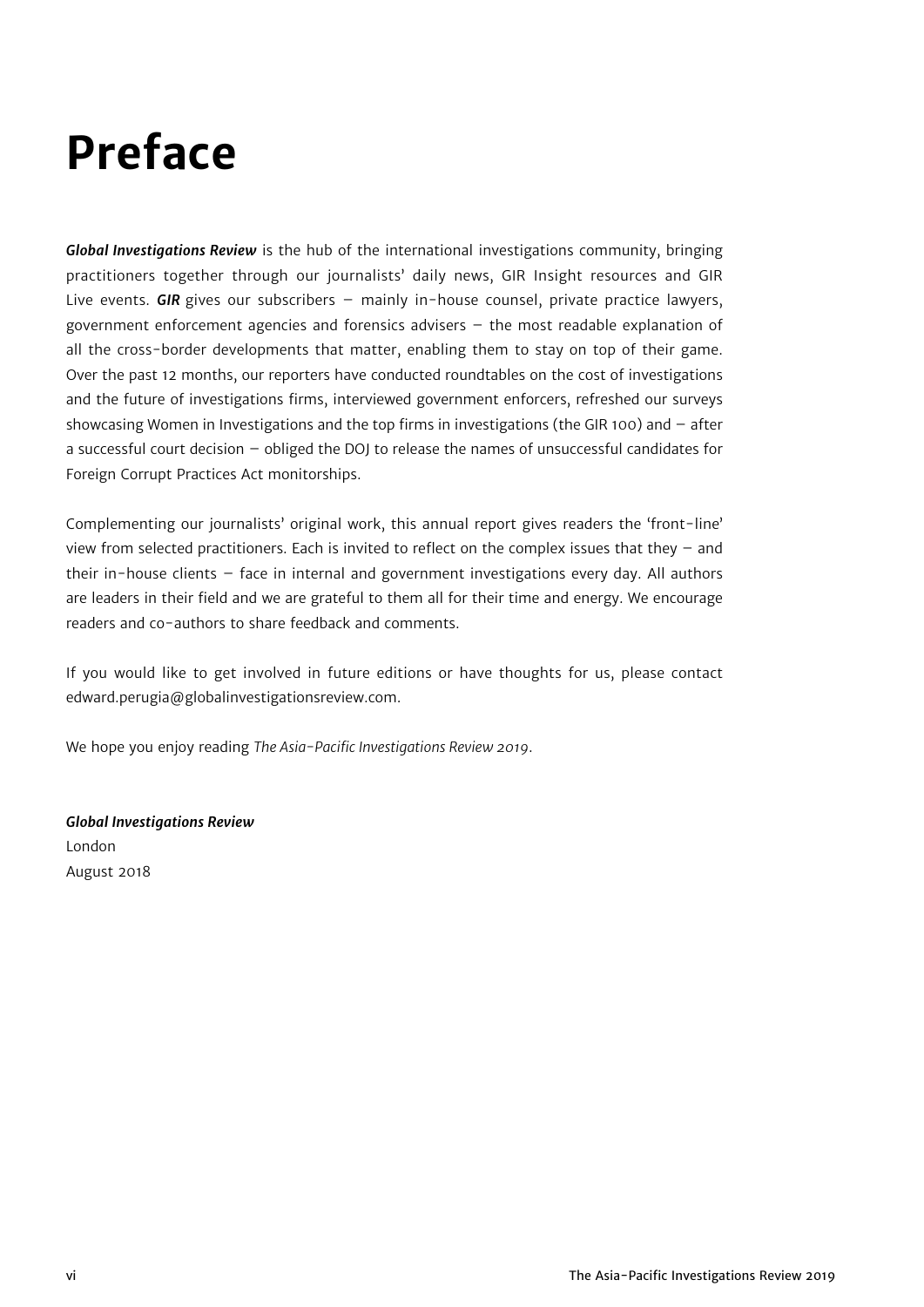# Preface

***Global Investigations Review*** is the hub of the international investigations community, bringing practitioners together through our journalists' daily news, GIR Insight resources and GIR Live events. ***GIR*** gives our subscribers – mainly in-house counsel, private practice lawyers, government enforcement agencies and forensics advisers – the most readable explanation of all the cross-border developments that matter, enabling them to stay on top of their game. Over the past 12 months, our reporters have conducted roundtables on the cost of investigations and the future of investigations firms, interviewed government enforcers, refreshed our surveys showcasing Women in Investigations and the top firms in investigations (the GIR 100) and – after a successful court decision – obliged the DOJ to release the names of unsuccessful candidates for Foreign Corrupt Practices Act monitorships.

Complementing our journalists' original work, this annual report gives readers the 'front-line' view from selected practitioners. Each is invited to reflect on the complex issues that they – and their in-house clients – face in internal and government investigations every day. All authors are leaders in their field and we are grateful to them all for their time and energy. We encourage readers and co-authors to share feedback and comments.

If you would like to get involved in future editions or have thoughts for us, please contact edward.perugia@globalinvestigationsreview.com.

We hope you enjoy reading *The Asia-Pacific Investigations Review 2019*.

***Global Investigations Review***
London
August 2018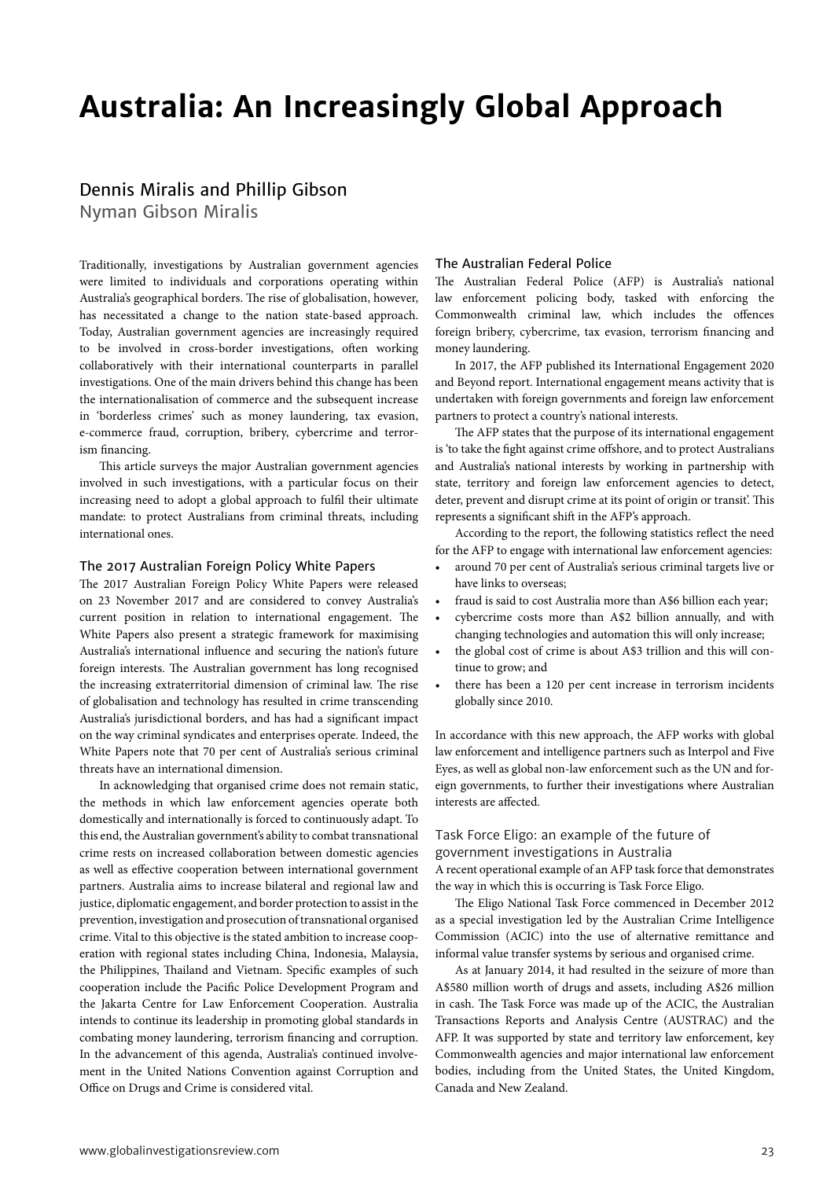# Australia: An Increasingly Global Approach

## Dennis Miralis and Phillip Gibson

Nyman Gibson Miralis

Traditionally, investigations by Australian government agencies were limited to individuals and corporations operating within Australia's geographical borders. The rise of globalisation, however, has necessitated a change to the nation state-based approach. Today, Australian government agencies are increasingly required to be involved in cross-border investigations, often working collaboratively with their international counterparts in parallel investigations. One of the main drivers behind this change has been the internationalisation of commerce and the subsequent increase in 'borderless crimes' such as money laundering, tax evasion, e-commerce fraud, corruption, bribery, cybercrime and terrorism financing.

This article surveys the major Australian government agencies involved in such investigations, with a particular focus on their increasing need to adopt a global approach to fulfil their ultimate mandate: to protect Australians from criminal threats, including international ones.

### The 2017 Australian Foreign Policy White Papers

The 2017 Australian Foreign Policy White Papers were released on 23 November 2017 and are considered to convey Australia's current position in relation to international engagement. The White Papers also present a strategic framework for maximising Australia's international influence and securing the nation's future foreign interests. The Australian government has long recognised the increasing extraterritorial dimension of criminal law. The rise of globalisation and technology has resulted in crime transcending Australia's jurisdictional borders, and has had a significant impact on the way criminal syndicates and enterprises operate. Indeed, the White Papers note that 70 per cent of Australia's serious criminal threats have an international dimension.

In acknowledging that organised crime does not remain static, the methods in which law enforcement agencies operate both domestically and internationally is forced to continuously adapt. To this end, the Australian government's ability to combat transnational crime rests on increased collaboration between domestic agencies as well as effective cooperation between international government partners. Australia aims to increase bilateral and regional law and justice, diplomatic engagement, and border protection to assist in the prevention, investigation and prosecution of transnational organised crime. Vital to this objective is the stated ambition to increase cooperation with regional states including China, Indonesia, Malaysia, the Philippines, Thailand and Vietnam. Specific examples of such cooperation include the Pacific Police Development Program and the Jakarta Centre for Law Enforcement Cooperation. Australia intends to continue its leadership in promoting global standards in combating money laundering, terrorism financing and corruption. In the advancement of this agenda, Australia's continued involvement in the United Nations Convention against Corruption and Office on Drugs and Crime is considered vital.

### The Australian Federal Police

The Australian Federal Police (AFP) is Australia's national law enforcement policing body, tasked with enforcing the Commonwealth criminal law, which includes the offences foreign bribery, cybercrime, tax evasion, terrorism financing and money laundering.

In 2017, the AFP published its International Engagement 2020 and Beyond report. International engagement means activity that is undertaken with foreign governments and foreign law enforcement partners to protect a country's national interests.

The AFP states that the purpose of its international engagement is 'to take the fight against crime offshore, and to protect Australians and Australia's national interests by working in partnership with state, territory and foreign law enforcement agencies to detect, deter, prevent and disrupt crime at its point of origin or transit'. This represents a significant shift in the AFP's approach.

According to the report, the following statistics reflect the need for the AFP to engage with international law enforcement agencies:

- around 70 per cent of Australia's serious criminal targets live or have links to overseas;
- fraud is said to cost Australia more than A$6 billion each year;
- cybercrime costs more than A$2 billion annually, and with changing technologies and automation this will only increase;
- the global cost of crime is about A$3 trillion and this will continue to grow; and
- there has been a 120 per cent increase in terrorism incidents globally since 2010.

In accordance with this new approach, the AFP works with global law enforcement and intelligence partners such as Interpol and Five Eyes, as well as global non-law enforcement such as the UN and foreign governments, to further their investigations where Australian interests are affected.

### Task Force Eligo: an example of the future of government investigations in Australia

A recent operational example of an AFP task force that demonstrates the way in which this is occurring is Task Force Eligo.

The Eligo National Task Force commenced in December 2012 as a special investigation led by the Australian Crime Intelligence Commission (ACIC) into the use of alternative remittance and informal value transfer systems by serious and organised crime.

As at January 2014, it had resulted in the seizure of more than A$580 million worth of drugs and assets, including A$26 million in cash. The Task Force was made up of the ACIC, the Australian Transactions Reports and Analysis Centre (AUSTRAC) and the AFP. It was supported by state and territory law enforcement, key Commonwealth agencies and major international law enforcement bodies, including from the United States, the United Kingdom, Canada and New Zealand.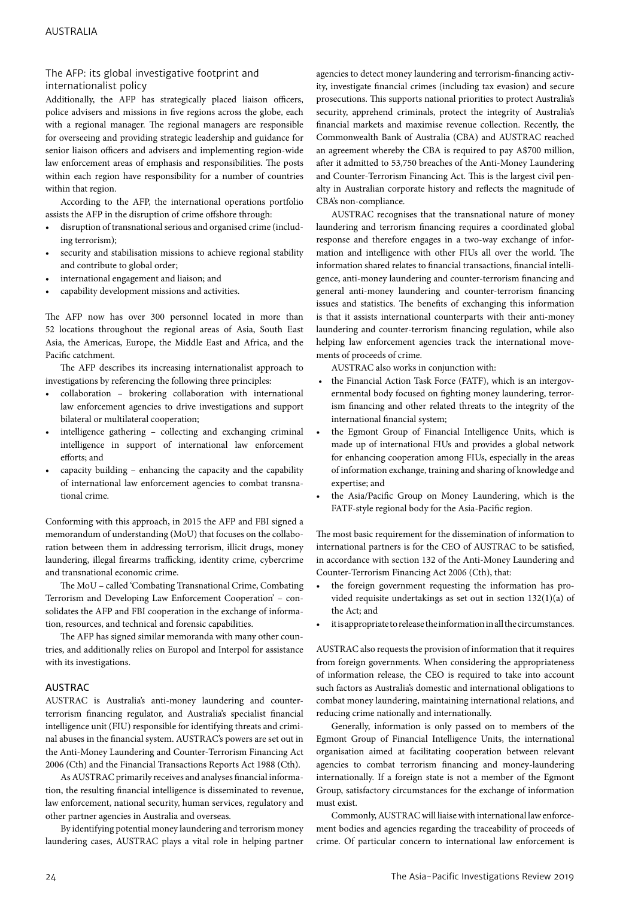### The AFP: its global investigative footprint and internationalist policy

Additionally, the AFP has strategically placed liaison officers, police advisers and missions in five regions across the globe, each with a regional manager. The regional managers are responsible for overseeing and providing strategic leadership and guidance for senior liaison officers and advisers and implementing region-wide law enforcement areas of emphasis and responsibilities. The posts within each region have responsibility for a number of countries within that region.

According to the AFP, the international operations portfolio assists the AFP in the disruption of crime offshore through:

- disruption of transnational serious and organised crime (including terrorism);
- security and stabilisation missions to achieve regional stability and contribute to global order;
- international engagement and liaison; and
- capability development missions and activities.

The AFP now has over 300 personnel located in more than 52 locations throughout the regional areas of Asia, South East Asia, the Americas, Europe, the Middle East and Africa, and the Pacific catchment.

The AFP describes its increasing internationalist approach to investigations by referencing the following three principles:

- collaboration – brokering collaboration with international law enforcement agencies to drive investigations and support bilateral or multilateral cooperation;
- intelligence gathering – collecting and exchanging criminal intelligence in support of international law enforcement efforts; and
- capacity building – enhancing the capacity and the capability of international law enforcement agencies to combat transnational crime.

Conforming with this approach, in 2015 the AFP and FBI signed a memorandum of understanding (MoU) that focuses on the collaboration between them in addressing terrorism, illicit drugs, money laundering, illegal firearms trafficking, identity crime, cybercrime and transnational economic crime.

The MoU – called 'Combating Transnational Crime, Combating Terrorism and Developing Law Enforcement Cooperation' – consolidates the AFP and FBI cooperation in the exchange of information, resources, and technical and forensic capabilities.

The AFP has signed similar memoranda with many other countries, and additionally relies on Europol and Interpol for assistance with its investigations.

### AUSTRAC

AUSTRAC is Australia's anti-money laundering and counter-terrorism financing regulator, and Australia's specialist financial intelligence unit (FIU) responsible for identifying threats and criminal abuses in the financial system. AUSTRAC's powers are set out in the Anti-Money Laundering and Counter-Terrorism Financing Act 2006 (Cth) and the Financial Transactions Reports Act 1988 (Cth).

As AUSTRAC primarily receives and analyses financial information, the resulting financial intelligence is disseminated to revenue, law enforcement, national security, human services, regulatory and other partner agencies in Australia and overseas.

By identifying potential money laundering and terrorism money laundering cases, AUSTRAC plays a vital role in helping partner agencies to detect money laundering and terrorism-financing activity, investigate financial crimes (including tax evasion) and secure prosecutions. This supports national priorities to protect Australia's security, apprehend criminals, protect the integrity of Australia's financial markets and maximise revenue collection. Recently, the Commonwealth Bank of Australia (CBA) and AUSTRAC reached an agreement whereby the CBA is required to pay A$700 million, after it admitted to 53,750 breaches of the Anti-Money Laundering and Counter-Terrorism Financing Act. This is the largest civil penalty in Australian corporate history and reflects the magnitude of CBA's non-compliance.

AUSTRAC recognises that the transnational nature of money laundering and terrorism financing requires a coordinated global response and therefore engages in a two-way exchange of information and intelligence with other FIUs all over the world. The information shared relates to financial transactions, financial intelligence, anti-money laundering and counter-terrorism financing and general anti-money laundering and counter-terrorism financing issues and statistics. The benefits of exchanging this information is that it assists international counterparts with their anti-money laundering and counter-terrorism financing regulation, while also helping law enforcement agencies track the international movements of proceeds of crime.

AUSTRAC also works in conjunction with:

- the Financial Action Task Force (FATF), which is an intergovernmental body focused on fighting money laundering, terrorism financing and other related threats to the integrity of the international financial system;
- the Egmont Group of Financial Intelligence Units, which is made up of international FIUs and provides a global network for enhancing cooperation among FIUs, especially in the areas of information exchange, training and sharing of knowledge and expertise; and
- the Asia/Pacific Group on Money Laundering, which is the FATF-style regional body for the Asia-Pacific region.

The most basic requirement for the dissemination of information to international partners is for the CEO of AUSTRAC to be satisfied, in accordance with section 132 of the Anti-Money Laundering and Counter-Terrorism Financing Act 2006 (Cth), that:

- the foreign government requesting the information has provided requisite undertakings as set out in section 132(1)(a) of the Act; and
- it is appropriate to release the information in all the circumstances.

AUSTRAC also requests the provision of information that it requires from foreign governments. When considering the appropriateness of information release, the CEO is required to take into account such factors as Australia's domestic and international obligations to combat money laundering, maintaining international relations, and reducing crime nationally and internationally.

Generally, information is only passed on to members of the Egmont Group of Financial Intelligence Units, the international organisation aimed at facilitating cooperation between relevant agencies to combat terrorism financing and money-laundering internationally. If a foreign state is not a member of the Egmont Group, satisfactory circumstances for the exchange of information must exist.

Commonly, AUSTRAC will liaise with international law enforcement bodies and agencies regarding the traceability of proceeds of crime. Of particular concern to international law enforcement is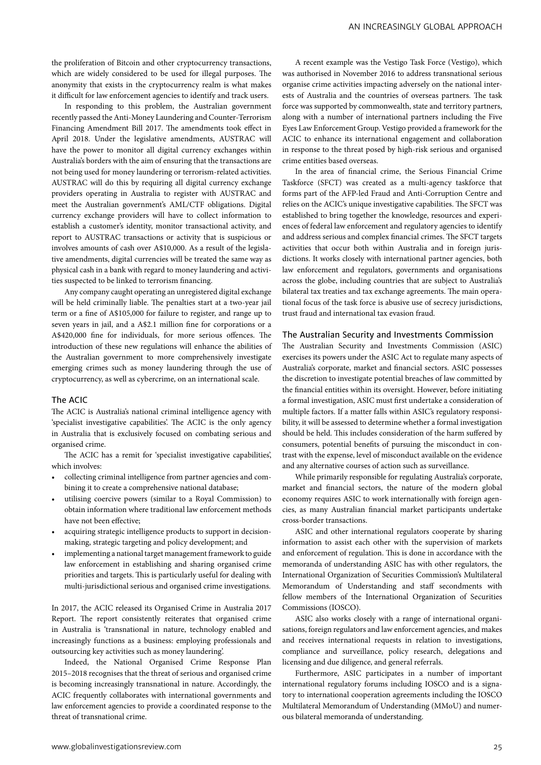the proliferation of Bitcoin and other cryptocurrency transactions, which are widely considered to be used for illegal purposes. The anonymity that exists in the cryptocurrency realm is what makes it difficult for law enforcement agencies to identify and track users.

In responding to this problem, the Australian government recently passed the Anti-Money Laundering and Counter-Terrorism Financing Amendment Bill 2017. The amendments took effect in April 2018. Under the legislative amendments, AUSTRAC will have the power to monitor all digital currency exchanges within Australia's borders with the aim of ensuring that the transactions are not being used for money laundering or terrorism-related activities. AUSTRAC will do this by requiring all digital currency exchange providers operating in Australia to register with AUSTRAC and meet the Australian government's AML/CTF obligations. Digital currency exchange providers will have to collect information to establish a customer's identity, monitor transactional activity, and report to AUSTRAC transactions or activity that is suspicious or involves amounts of cash over A$10,000. As a result of the legislative amendments, digital currencies will be treated the same way as physical cash in a bank with regard to money laundering and activities suspected to be linked to terrorism financing.

Any company caught operating an unregistered digital exchange will be held criminally liable. The penalties start at a two-year jail term or a fine of A$105,000 for failure to register, and range up to seven years in jail, and a A$2.1 million fine for corporations or a A$420,000 fine for individuals, for more serious offences. The introduction of these new regulations will enhance the abilities of the Australian government to more comprehensively investigate emerging crimes such as money laundering through the use of cryptocurrency, as well as cybercrime, on an international scale.

### The ACIC

The ACIC is Australia's national criminal intelligence agency with 'specialist investigative capabilities'. The ACIC is the only agency in Australia that is exclusively focused on combating serious and organised crime.

The ACIC has a remit for 'specialist investigative capabilities', which involves:

- collecting criminal intelligence from partner agencies and combining it to create a comprehensive national database;
- utilising coercive powers (similar to a Royal Commission) to obtain information where traditional law enforcement methods have not been effective;
- acquiring strategic intelligence products to support in decision-making, strategic targeting and policy development; and
- implementing a national target management framework to guide law enforcement in establishing and sharing organised crime priorities and targets. This is particularly useful for dealing with multi-jurisdictional serious and organised crime investigations.

In 2017, the ACIC released its Organised Crime in Australia 2017 Report. The report consistently reiterates that organised crime in Australia is 'transnational in nature, technology enabled and increasingly functions as a business: employing professionals and outsourcing key activities such as money laundering'.

Indeed, the National Organised Crime Response Plan 2015–2018 recognises that the threat of serious and organised crime is becoming increasingly transnational in nature. Accordingly, the ACIC frequently collaborates with international governments and law enforcement agencies to provide a coordinated response to the threat of transnational crime.

A recent example was the Vestigo Task Force (Vestigo), which was authorised in November 2016 to address transnational serious organise crime activities impacting adversely on the national interests of Australia and the countries of overseas partners. The task force was supported by commonwealth, state and territory partners, along with a number of international partners including the Five Eyes Law Enforcement Group. Vestigo provided a framework for the ACIC to enhance its international engagement and collaboration in response to the threat posed by high-risk serious and organised crime entities based overseas.

In the area of financial crime, the Serious Financial Crime Taskforce (SFCT) was created as a multi-agency taskforce that forms part of the AFP-led Fraud and Anti-Corruption Centre and relies on the ACIC's unique investigative capabilities. The SFCT was established to bring together the knowledge, resources and experiences of federal law enforcement and regulatory agencies to identify and address serious and complex financial crimes. The SFCT targets activities that occur both within Australia and in foreign jurisdictions. It works closely with international partner agencies, both law enforcement and regulators, governments and organisations across the globe, including countries that are subject to Australia's bilateral tax treaties and tax exchange agreements. The main operational focus of the task force is abusive use of secrecy jurisdictions, trust fraud and international tax evasion fraud.

### The Australian Security and Investments Commission

The Australian Security and Investments Commission (ASIC) exercises its powers under the ASIC Act to regulate many aspects of Australia's corporate, market and financial sectors. ASIC possesses the discretion to investigate potential breaches of law committed by the financial entities within its oversight. However, before initiating a formal investigation, ASIC must first undertake a consideration of multiple factors. If a matter falls within ASIC's regulatory responsibility, it will be assessed to determine whether a formal investigation should be held. This includes consideration of the harm suffered by consumers, potential benefits of pursuing the misconduct in contrast with the expense, level of misconduct available on the evidence and any alternative courses of action such as surveillance.

While primarily responsible for regulating Australia's corporate, market and financial sectors, the nature of the modern global economy requires ASIC to work internationally with foreign agencies, as many Australian financial market participants undertake cross-border transactions.

ASIC and other international regulators cooperate by sharing information to assist each other with the supervision of markets and enforcement of regulation. This is done in accordance with the memoranda of understanding ASIC has with other regulators, the International Organization of Securities Commission's Multilateral Memorandum of Understanding and staff secondments with fellow members of the International Organization of Securities Commissions (IOSCO).

ASIC also works closely with a range of international organisations, foreign regulators and law enforcement agencies, and makes and receives international requests in relation to investigations, compliance and surveillance, policy research, delegations and licensing and due diligence, and general referrals.

Furthermore, ASIC participates in a number of important international regulatory forums including IOSCO and is a signatory to international cooperation agreements including the IOSCO Multilateral Memorandum of Understanding (MMoU) and numerous bilateral memoranda of understanding.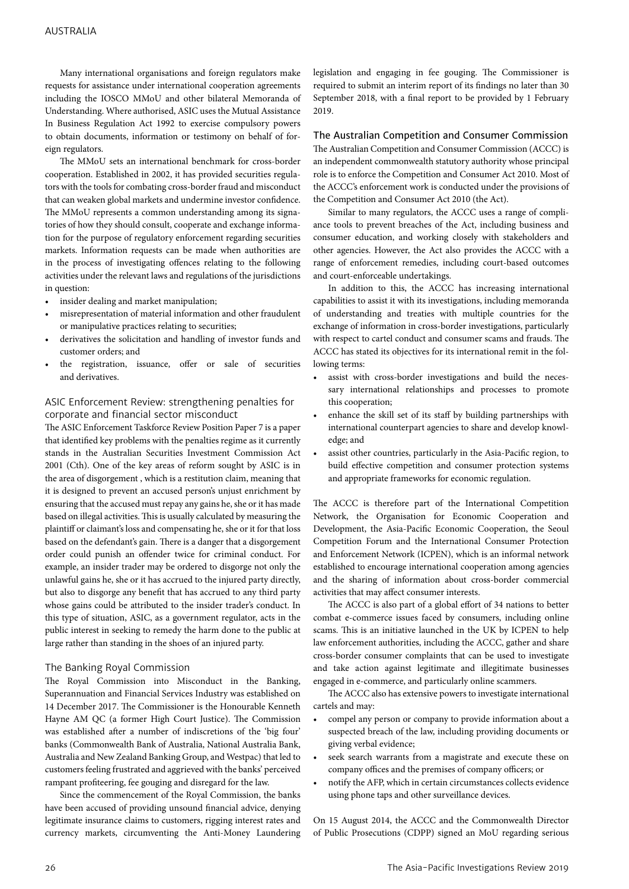Many international organisations and foreign regulators make requests for assistance under international cooperation agreements including the IOSCO MMoU and other bilateral Memoranda of Understanding. Where authorised, ASIC uses the Mutual Assistance In Business Regulation Act 1992 to exercise compulsory powers to obtain documents, information or testimony on behalf of foreign regulators.

The MMoU sets an international benchmark for cross-border cooperation. Established in 2002, it has provided securities regulators with the tools for combating cross-border fraud and misconduct that can weaken global markets and undermine investor confidence. The MMoU represents a common understanding among its signatories of how they should consult, cooperate and exchange information for the purpose of regulatory enforcement regarding securities markets. Information requests can be made when authorities are in the process of investigating offences relating to the following activities under the relevant laws and regulations of the jurisdictions in question:

- insider dealing and market manipulation;
- misrepresentation of material information and other fraudulent or manipulative practices relating to securities;
- derivatives the solicitation and handling of investor funds and customer orders; and
- the registration, issuance, offer or sale of securities and derivatives.

### ASIC Enforcement Review: strengthening penalties for corporate and financial sector misconduct

The ASIC Enforcement Taskforce Review Position Paper 7 is a paper that identified key problems with the penalties regime as it currently stands in the Australian Securities Investment Commission Act 2001 (Cth). One of the key areas of reform sought by ASIC is in the area of disgorgement , which is a restitution claim, meaning that it is designed to prevent an accused person's unjust enrichment by ensuring that the accused must repay any gains he, she or it has made based on illegal activities. This is usually calculated by measuring the plaintiff or claimant's loss and compensating he, she or it for that loss based on the defendant's gain. There is a danger that a disgorgement order could punish an offender twice for criminal conduct. For example, an insider trader may be ordered to disgorge not only the unlawful gains he, she or it has accrued to the injured party directly, but also to disgorge any benefit that has accrued to any third party whose gains could be attributed to the insider trader's conduct. In this type of situation, ASIC, as a government regulator, acts in the public interest in seeking to remedy the harm done to the public at large rather than standing in the shoes of an injured party.

### The Banking Royal Commission

The Royal Commission into Misconduct in the Banking, Superannuation and Financial Services Industry was established on 14 December 2017. The Commissioner is the Honourable Kenneth Hayne AM QC (a former High Court Justice). The Commission was established after a number of indiscretions of the 'big four' banks (Commonwealth Bank of Australia, National Australia Bank, Australia and New Zealand Banking Group, and Westpac) that led to customers feeling frustrated and aggrieved with the banks' perceived rampant profiteering, fee gouging and disregard for the law.

Since the commencement of the Royal Commission, the banks have been accused of providing unsound financial advice, denying legitimate insurance claims to customers, rigging interest rates and currency markets, circumventing the Anti-Money Laundering legislation and engaging in fee gouging. The Commissioner is required to submit an interim report of its findings no later than 30 September 2018, with a final report to be provided by 1 February 2019.

### The Australian Competition and Consumer Commission

The Australian Competition and Consumer Commission (ACCC) is an independent commonwealth statutory authority whose principal role is to enforce the Competition and Consumer Act 2010. Most of the ACCC's enforcement work is conducted under the provisions of the Competition and Consumer Act 2010 (the Act).

Similar to many regulators, the ACCC uses a range of compliance tools to prevent breaches of the Act, including business and consumer education, and working closely with stakeholders and other agencies. However, the Act also provides the ACCC with a range of enforcement remedies, including court-based outcomes and court-enforceable undertakings.

In addition to this, the ACCC has increasing international capabilities to assist it with its investigations, including memoranda of understanding and treaties with multiple countries for the exchange of information in cross-border investigations, particularly with respect to cartel conduct and consumer scams and frauds. The ACCC has stated its objectives for its international remit in the following terms:

- assist with cross-border investigations and build the necessary international relationships and processes to promote this cooperation;
- enhance the skill set of its staff by building partnerships with international counterpart agencies to share and develop knowledge; and
- assist other countries, particularly in the Asia-Pacific region, to build effective competition and consumer protection systems and appropriate frameworks for economic regulation.

The ACCC is therefore part of the International Competition Network, the Organisation for Economic Cooperation and Development, the Asia-Pacific Economic Cooperation, the Seoul Competition Forum and the International Consumer Protection and Enforcement Network (ICPEN), which is an informal network established to encourage international cooperation among agencies and the sharing of information about cross-border commercial activities that may affect consumer interests.

The ACCC is also part of a global effort of 34 nations to better combat e-commerce issues faced by consumers, including online scams. This is an initiative launched in the UK by ICPEN to help law enforcement authorities, including the ACCC, gather and share cross-border consumer complaints that can be used to investigate and take action against legitimate and illegitimate businesses engaged in e-commerce, and particularly online scammers.

The ACCC also has extensive powers to investigate international cartels and may:

- compel any person or company to provide information about a suspected breach of the law, including providing documents or giving verbal evidence;
- seek search warrants from a magistrate and execute these on company offices and the premises of company officers; or
- notify the AFP, which in certain circumstances collects evidence using phone taps and other surveillance devices.

On 15 August 2014, the ACCC and the Commonwealth Director of Public Prosecutions (CDPP) signed an MoU regarding serious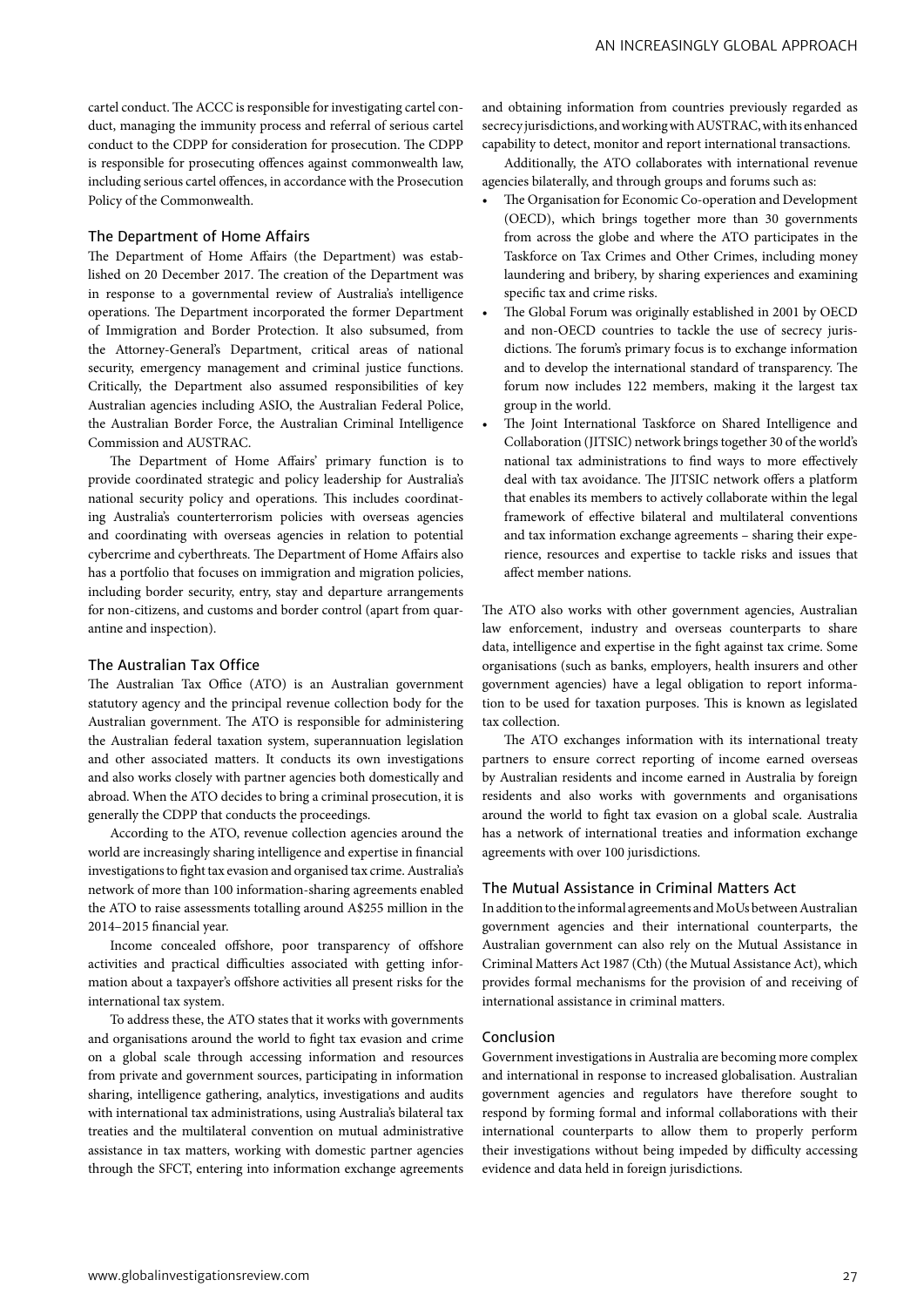cartel conduct. The ACCC is responsible for investigating cartel conduct, managing the immunity process and referral of serious cartel conduct to the CDPP for consideration for prosecution. The CDPP is responsible for prosecuting offences against commonwealth law, including serious cartel offences, in accordance with the Prosecution Policy of the Commonwealth.

### The Department of Home Affairs

The Department of Home Affairs (the Department) was established on 20 December 2017. The creation of the Department was in response to a governmental review of Australia's intelligence operations. The Department incorporated the former Department of Immigration and Border Protection. It also subsumed, from the Attorney-General's Department, critical areas of national security, emergency management and criminal justice functions. Critically, the Department also assumed responsibilities of key Australian agencies including ASIO, the Australian Federal Police, the Australian Border Force, the Australian Criminal Intelligence Commission and AUSTRAC.

The Department of Home Affairs' primary function is to provide coordinated strategic and policy leadership for Australia's national security policy and operations. This includes coordinating Australia's counterterrorism policies with overseas agencies and coordinating with overseas agencies in relation to potential cybercrime and cyberthreats. The Department of Home Affairs also has a portfolio that focuses on immigration and migration policies, including border security, entry, stay and departure arrangements for non-citizens, and customs and border control (apart from quarantine and inspection).

### The Australian Tax Office

The Australian Tax Office (ATO) is an Australian government statutory agency and the principal revenue collection body for the Australian government. The ATO is responsible for administering the Australian federal taxation system, superannuation legislation and other associated matters. It conducts its own investigations and also works closely with partner agencies both domestically and abroad. When the ATO decides to bring a criminal prosecution, it is generally the CDPP that conducts the proceedings.

According to the ATO, revenue collection agencies around the world are increasingly sharing intelligence and expertise in financial investigations to fight tax evasion and organised tax crime. Australia's network of more than 100 information-sharing agreements enabled the ATO to raise assessments totalling around A$255 million in the 2014–2015 financial year.

Income concealed offshore, poor transparency of offshore activities and practical difficulties associated with getting information about a taxpayer's offshore activities all present risks for the international tax system.

To address these, the ATO states that it works with governments and organisations around the world to fight tax evasion and crime on a global scale through accessing information and resources from private and government sources, participating in information sharing, intelligence gathering, analytics, investigations and audits with international tax administrations, using Australia's bilateral tax treaties and the multilateral convention on mutual administrative assistance in tax matters, working with domestic partner agencies through the SFCT, entering into information exchange agreements and obtaining information from countries previously regarded as secrecy jurisdictions, and working with AUSTRAC, with its enhanced capability to detect, monitor and report international transactions.

Additionally, the ATO collaborates with international revenue agencies bilaterally, and through groups and forums such as:

- The Organisation for Economic Co-operation and Development (OECD), which brings together more than 30 governments from across the globe and where the ATO participates in the Taskforce on Tax Crimes and Other Crimes, including money laundering and bribery, by sharing experiences and examining specific tax and crime risks.
- The Global Forum was originally established in 2001 by OECD and non-OECD countries to tackle the use of secrecy jurisdictions. The forum's primary focus is to exchange information and to develop the international standard of transparency. The forum now includes 122 members, making it the largest tax group in the world.
- The Joint International Taskforce on Shared Intelligence and Collaboration (JITSIC) network brings together 30 of the world's national tax administrations to find ways to more effectively deal with tax avoidance. The JITSIC network offers a platform that enables its members to actively collaborate within the legal framework of effective bilateral and multilateral conventions and tax information exchange agreements – sharing their experience, resources and expertise to tackle risks and issues that affect member nations.

The ATO also works with other government agencies, Australian law enforcement, industry and overseas counterparts to share data, intelligence and expertise in the fight against tax crime. Some organisations (such as banks, employers, health insurers and other government agencies) have a legal obligation to report information to be used for taxation purposes. This is known as legislated tax collection.

The ATO exchanges information with its international treaty partners to ensure correct reporting of income earned overseas by Australian residents and income earned in Australia by foreign residents and also works with governments and organisations around the world to fight tax evasion on a global scale. Australia has a network of international treaties and information exchange agreements with over 100 jurisdictions.

### The Mutual Assistance in Criminal Matters Act

In addition to the informal agreements and MoUs between Australian government agencies and their international counterparts, the Australian government can also rely on the Mutual Assistance in Criminal Matters Act 1987 (Cth) (the Mutual Assistance Act), which provides formal mechanisms for the provision of and receiving of international assistance in criminal matters.

### Conclusion

Government investigations in Australia are becoming more complex and international in response to increased globalisation. Australian government agencies and regulators have therefore sought to respond by forming formal and informal collaborations with their international counterparts to allow them to properly perform their investigations without being impeded by difficulty accessing evidence and data held in foreign jurisdictions.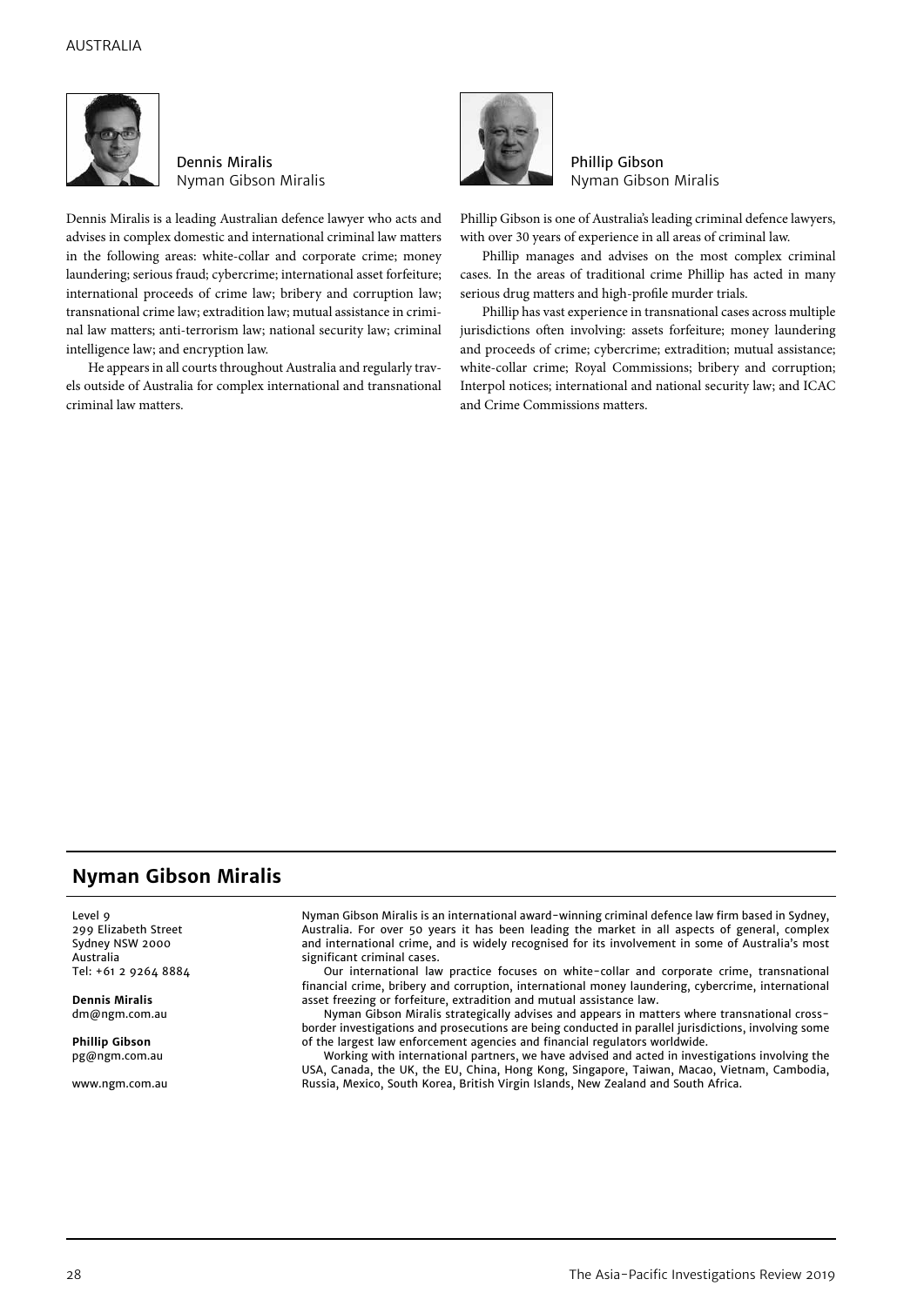Dennis Miralis
Nyman Gibson Miralis

Dennis Miralis is a leading Australian defence lawyer who acts and advises in complex domestic and international criminal law matters in the following areas: white-collar and corporate crime; money laundering; serious fraud; cybercrime; international asset forfeiture; international proceeds of crime law; bribery and corruption law; transnational crime law; extradition law; mutual assistance in criminal law matters; anti-terrorism law; national security law; criminal intelligence law; and encryption law.

He appears in all courts throughout Australia and regularly travels outside of Australia for complex international and transnational criminal law matters.

Phillip Gibson
Nyman Gibson Miralis

Phillip Gibson is one of Australia's leading criminal defence lawyers, with over 30 years of experience in all areas of criminal law.

Phillip manages and advises on the most complex criminal cases. In the areas of traditional crime Phillip has acted in many serious drug matters and high-profile murder trials.

Phillip has vast experience in transnational cases across multiple jurisdictions often involving: assets forfeiture; money laundering and proceeds of crime; cybercrime; extradition; mutual assistance; white-collar crime; Royal Commissions; bribery and corruption; Interpol notices; international and national security law; and ICAC and Crime Commissions matters.

## Nyman Gibson Miralis

Level 9
299 Elizabeth Street
Sydney NSW 2000
Australia
Tel: +61 2 9264 8884

**Dennis Miralis**
dm@ngm.com.au

**Phillip Gibson**
pg@ngm.com.au

www.ngm.com.au

Nyman Gibson Miralis is an international award-winning criminal defence law firm based in Sydney, Australia. For over 50 years it has been leading the market in all aspects of general, complex and international crime, and is widely recognised for its involvement in some of Australia's most significant criminal cases.

Our international law practice focuses on white-collar and corporate crime, transnational financial crime, bribery and corruption, international money laundering, cybercrime, international asset freezing or forfeiture, extradition and mutual assistance law.

Nyman Gibson Miralis strategically advises and appears in matters where transnational cross-border investigations and prosecutions are being conducted in parallel jurisdictions, involving some of the largest law enforcement agencies and financial regulators worldwide.

Working with international partners, we have advised and acted in investigations involving the USA, Canada, the UK, the EU, China, Hong Kong, Singapore, Taiwan, Macao, Vietnam, Cambodia, Russia, Mexico, South Korea, British Virgin Islands, New Zealand and South Africa.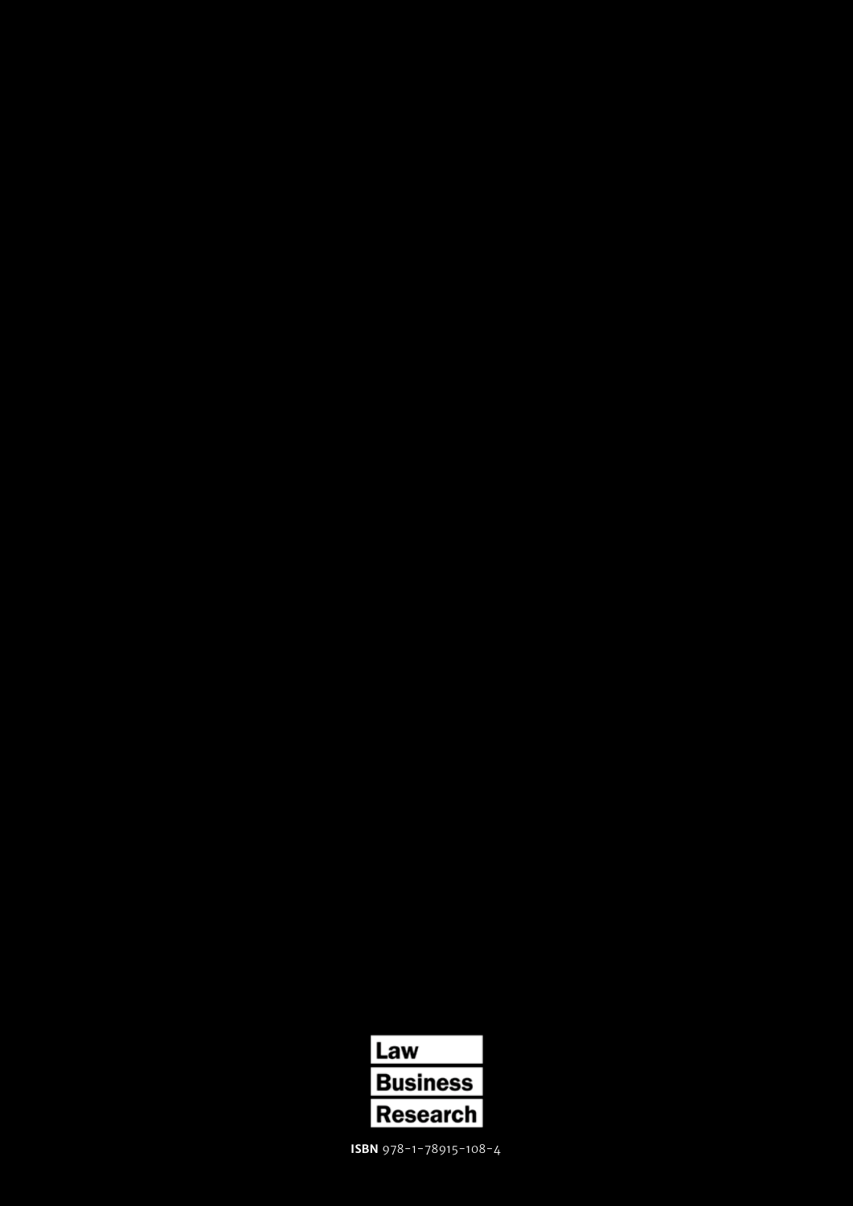Law

Business

Research

**ISBN** 978-1-78915-108-4